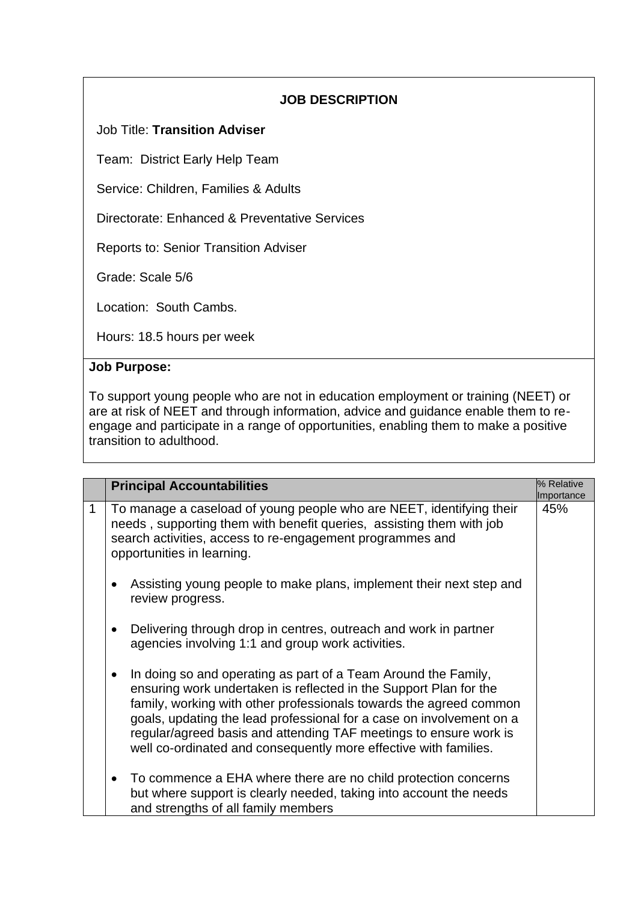**JOB DESCRIPTION**

Job Title: **Transition Adviser**

Team: District Early Help Team

Service: Children, Families & Adults

Directorate: Enhanced & Preventative Services

Reports to: Senior Transition Adviser

Grade: Scale 5/6

Location: South Cambs.

Hours: 18.5 hours per week

**Job Purpose:**

To support young people who are not in education employment or training (NEET) or are at risk of NEET and through information, advice and guidance enable them to re-engage and participate in a range of opportunities, enabling them to make a positive transition to adulthood.

| | **Principal Accountabilities** | % Relative Importance |
|---|---|---|
| 1 | To manage a caseload of young people who are NEET, identifying their needs , supporting them with benefit queries, assisting them with job search activities, access to re-engagement programmes and opportunities in learning.<br><br>• Assisting young people to make plans, implement their next step and review progress.<br><br>• Delivering through drop in centres, outreach and work in partner agencies involving 1:1 and group work activities.<br><br>• In doing so and operating as part of a Team Around the Family, ensuring work undertaken is reflected in the Support Plan for the family, working with other professionals towards the agreed common goals, updating the lead professional for a case on involvement on a regular/agreed basis and attending TAF meetings to ensure work is well co-ordinated and consequently more effective with families.<br><br>• To commence a EHA where there are no child protection concerns but where support is clearly needed, taking into account the needs and strengths of all family members | 45% |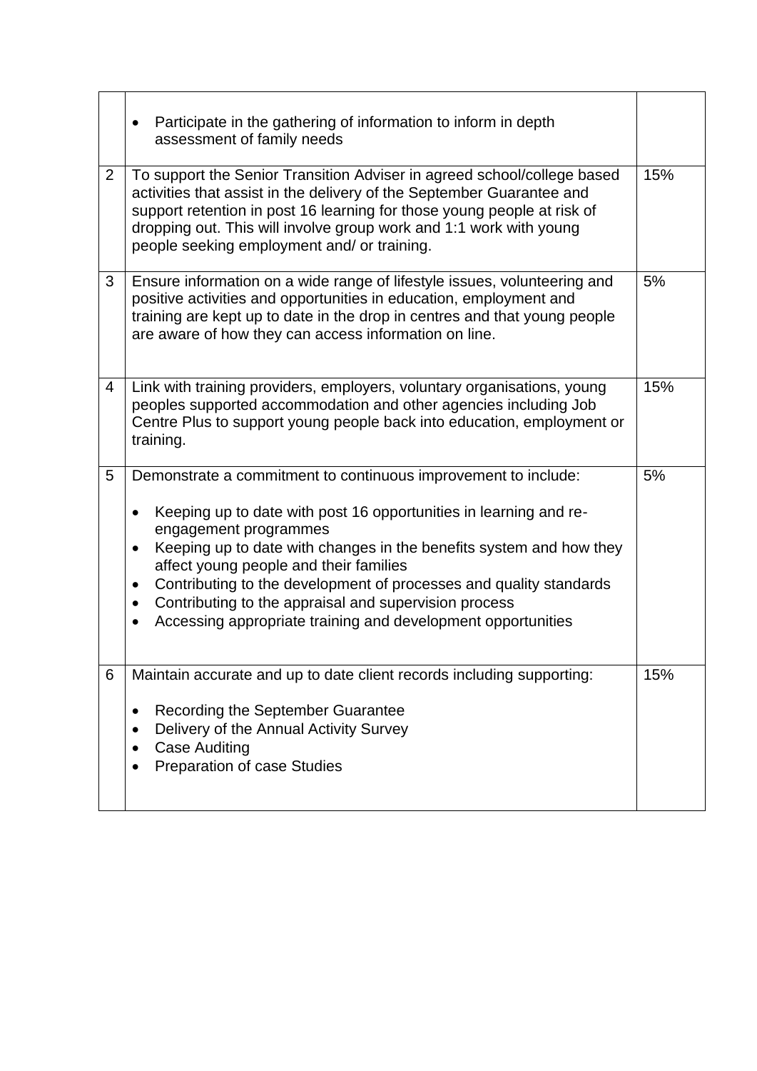| | | |
|---|---|---|
| | • Participate in the gathering of information to inform in depth assessment of family needs | |
| 2 | To support the Senior Transition Adviser in agreed school/college based activities that assist in the delivery of the September Guarantee and support retention in post 16 learning for those young people at risk of dropping out. This will involve group work and 1:1 work with young people seeking employment and/ or training. | 15% |
| 3 | Ensure information on a wide range of lifestyle issues, volunteering and positive activities and opportunities in education, employment and training are kept up to date in the drop in centres and that young people are aware of how they can access information on line. | 5% |
| 4 | Link with training providers, employers, voluntary organisations, young peoples supported accommodation and other agencies including Job Centre Plus to support young people back into education, employment or training. | 15% |
| 5 | Demonstrate a commitment to continuous improvement to include:<br><br>• Keeping up to date with post 16 opportunities in learning and re-engagement programmes<br>• Keeping up to date with changes in the benefits system and how they affect young people and their families<br>• Contributing to the development of processes and quality standards<br>• Contributing to the appraisal and supervision process<br>• Accessing appropriate training and development opportunities | 5% |
| 6 | Maintain accurate and up to date client records including supporting:<br><br>• Recording the September Guarantee<br>• Delivery of the Annual Activity Survey<br>• Case Auditing<br>• Preparation of case Studies | 15% |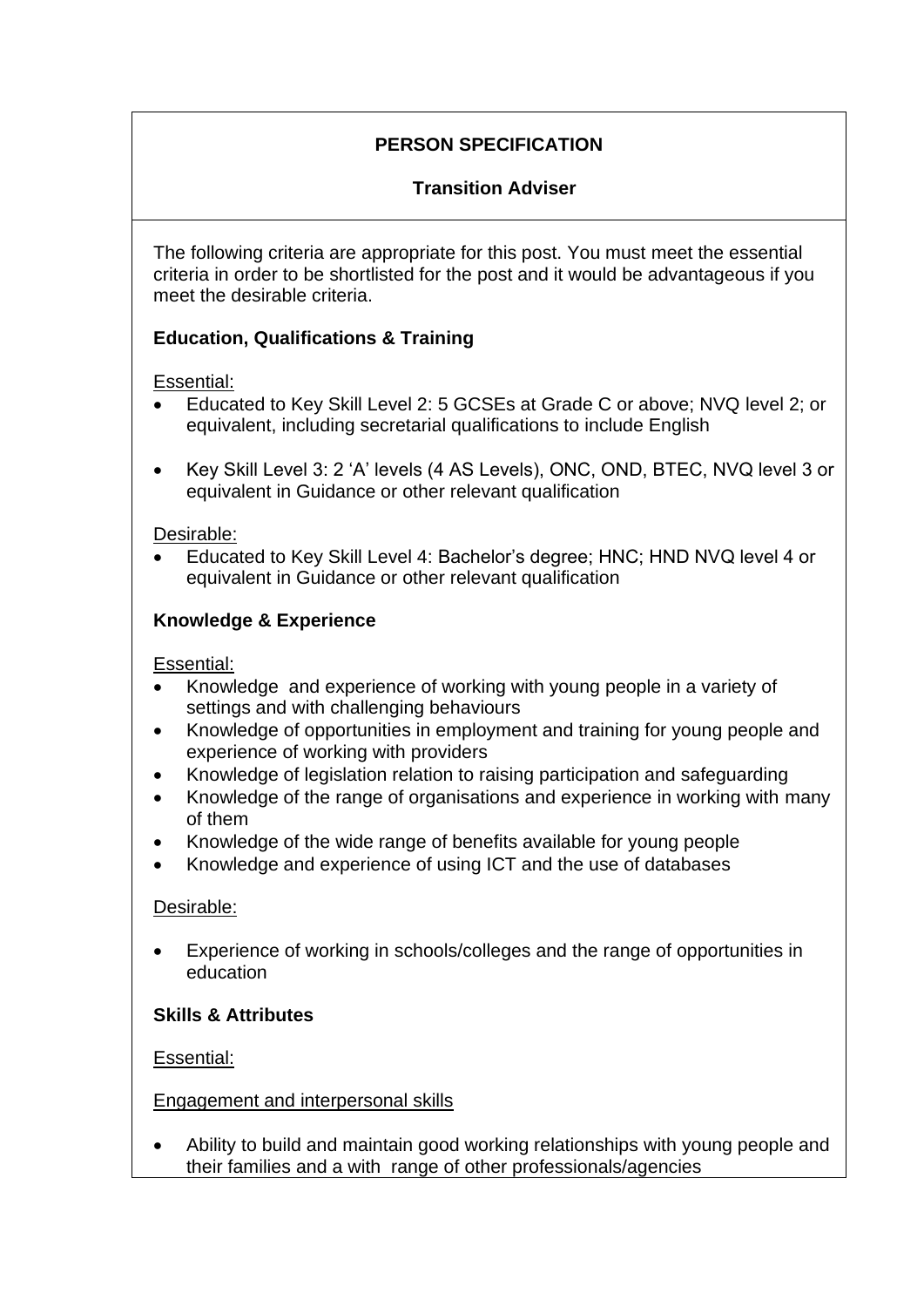## PERSON SPECIFICATION

### Transition Adviser

The following criteria are appropriate for this post. You must meet the essential criteria in order to be shortlisted for the post and it would be advantageous if you meet the desirable criteria.

**Education, Qualifications & Training**

Essential:

- Educated to Key Skill Level 2: 5 GCSEs at Grade C or above; NVQ level 2; or equivalent, including secretarial qualifications to include English
- Key Skill Level 3: 2 'A' levels (4 AS Levels), ONC, OND, BTEC, NVQ level 3 or equivalent in Guidance or other relevant qualification

Desirable:

- Educated to Key Skill Level 4: Bachelor's degree; HNC; HND NVQ level 4 or equivalent in Guidance or other relevant qualification

**Knowledge & Experience**

Essential:

- Knowledge and experience of working with young people in a variety of settings and with challenging behaviours
- Knowledge of opportunities in employment and training for young people and experience of working with providers
- Knowledge of legislation relation to raising participation and safeguarding
- Knowledge of the range of organisations and experience in working with many of them
- Knowledge of the wide range of benefits available for young people
- Knowledge and experience of using ICT and the use of databases

Desirable:

- Experience of working in schools/colleges and the range of opportunities in education

**Skills & Attributes**

Essential:

Engagement and interpersonal skills

- Ability to build and maintain good working relationships with young people and their families and a with range of other professionals/agencies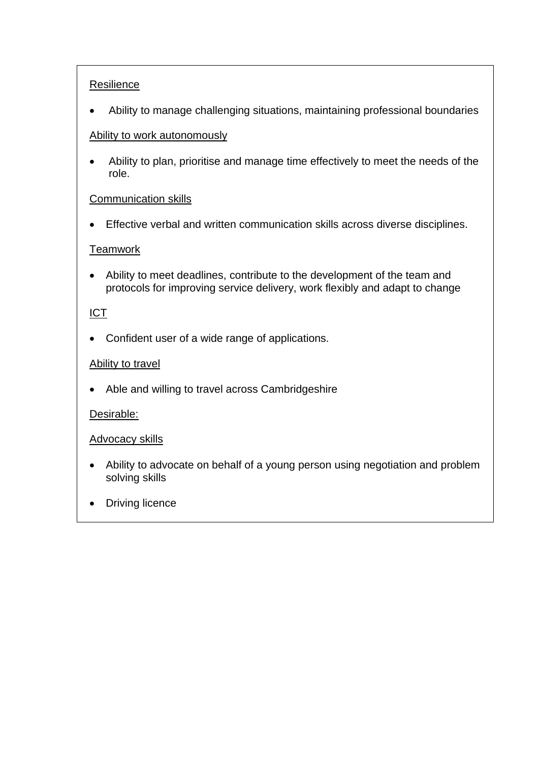Resilience

- Ability to manage challenging situations, maintaining professional boundaries

Ability to work autonomously

- Ability to plan, prioritise and manage time effectively to meet the needs of the role.

Communication skills

- Effective verbal and written communication skills across diverse disciplines.

Teamwork

- Ability to meet deadlines, contribute to the development of the team and protocols for improving service delivery, work flexibly and adapt to change

ICT

- Confident user of a wide range of applications.

Ability to travel

- Able and willing to travel across Cambridgeshire

Desirable:

Advocacy skills

- Ability to advocate on behalf of a young person using negotiation and problem solving skills
- Driving licence